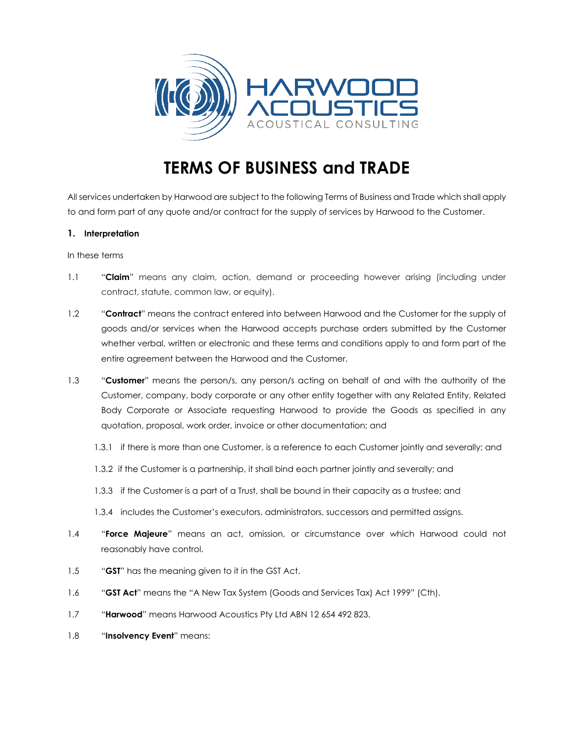HARWOOD ACOUSTICS
ACOUSTICAL CONSULTING

# TERMS OF BUSINESS and TRADE

All services undertaken by Harwood are subject to the following Terms of Business and Trade which shall apply to and form part of any quote and/or contract for the supply of services by Harwood to the Customer.

### 1. Interpretation

In these terms

1.1 "**Claim**" means any claim, action, demand or proceeding however arising (including under contract, statute, common law, or equity).

1.2 "**Contract**" means the contract entered into between Harwood and the Customer for the supply of goods and/or services when the Harwood accepts purchase orders submitted by the Customer whether verbal, written or electronic and these terms and conditions apply to and form part of the entire agreement between the Harwood and the Customer.

1.3 "**Customer**" means the person/s, any person/s acting on behalf of and with the authority of the Customer, company, body corporate or any other entity together with any Related Entity, Related Body Corporate or Associate requesting Harwood to provide the Goods as specified in any quotation, proposal, work order, invoice or other documentation; and

- 1.3.1 if there is more than one Customer, is a reference to each Customer jointly and severally; and
- 1.3.2 if the Customer is a partnership, it shall bind each partner jointly and severally; and
- 1.3.3 if the Customer is a part of a Trust, shall be bound in their capacity as a trustee; and
- 1.3.4 includes the Customer's executors, administrators, successors and permitted assigns.

1.4 "**Force Majeure**" means an act, omission, or circumstance over which Harwood could not reasonably have control.

1.5 "**GST**" has the meaning given to it in the GST Act.

1.6 "**GST Act**" means the "A New Tax System (Goods and Services Tax) Act 1999" (Cth).

1.7 "**Harwood**" means Harwood Acoustics Pty Ltd ABN 12 654 492 823.

1.8 "**Insolvency Event**" means: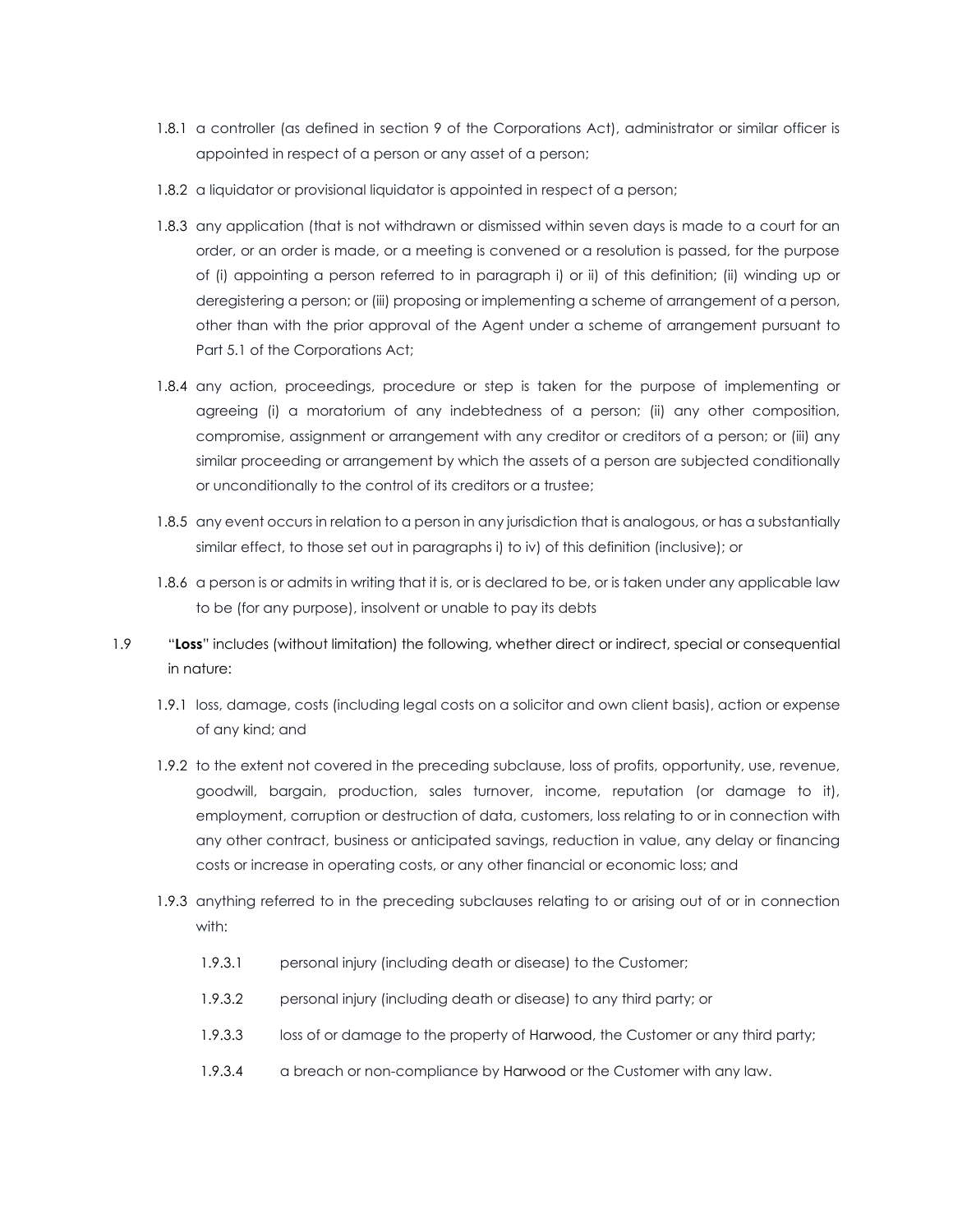1.8.1 a controller (as defined in section 9 of the Corporations Act), administrator or similar officer is appointed in respect of a person or any asset of a person;

1.8.2 a liquidator or provisional liquidator is appointed in respect of a person;

1.8.3 any application (that is not withdrawn or dismissed within seven days is made to a court for an order, or an order is made, or a meeting is convened or a resolution is passed, for the purpose of (i) appointing a person referred to in paragraph i) or ii) of this definition; (ii) winding up or deregistering a person; or (iii) proposing or implementing a scheme of arrangement of a person, other than with the prior approval of the Agent under a scheme of arrangement pursuant to Part 5.1 of the Corporations Act;

1.8.4 any action, proceedings, procedure or step is taken for the purpose of implementing or agreeing (i) a moratorium of any indebtedness of a person; (ii) any other composition, compromise, assignment or arrangement with any creditor or creditors of a person; or (iii) any similar proceeding or arrangement by which the assets of a person are subjected conditionally or unconditionally to the control of its creditors or a trustee;

1.8.5 any event occurs in relation to a person in any jurisdiction that is analogous, or has a substantially similar effect, to those set out in paragraphs i) to iv) of this definition (inclusive); or

1.8.6 a person is or admits in writing that it is, or is declared to be, or is taken under any applicable law to be (for any purpose), insolvent or unable to pay its debts

1.9 "**Loss**" includes (without limitation) the following, whether direct or indirect, special or consequential in nature:

1.9.1 loss, damage, costs (including legal costs on a solicitor and own client basis), action or expense of any kind; and

1.9.2 to the extent not covered in the preceding subclause, loss of profits, opportunity, use, revenue, goodwill, bargain, production, sales turnover, income, reputation (or damage to it), employment, corruption or destruction of data, customers, loss relating to or in connection with any other contract, business or anticipated savings, reduction in value, any delay or financing costs or increase in operating costs, or any other financial or economic loss; and

1.9.3 anything referred to in the preceding subclauses relating to or arising out of or in connection with:

1.9.3.1 personal injury (including death or disease) to the Customer;

1.9.3.2 personal injury (including death or disease) to any third party; or

1.9.3.3 loss of or damage to the property of Harwood, the Customer or any third party;

1.9.3.4 a breach or non-compliance by Harwood or the Customer with any law.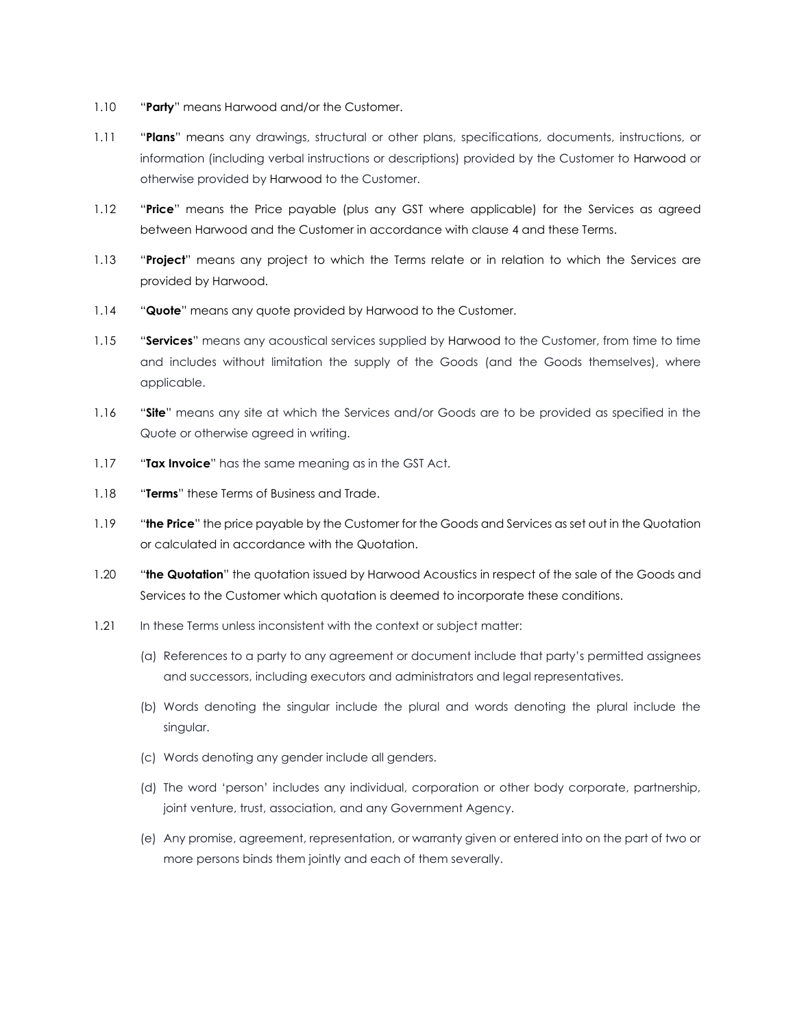1.10 "**Party**" means Harwood and/or the Customer.

1.11 "**Plans**" means any drawings, structural or other plans, specifications, documents, instructions, or information (including verbal instructions or descriptions) provided by the Customer to Harwood or otherwise provided by Harwood to the Customer.

1.12 "**Price**" means the Price payable (plus any GST where applicable) for the Services as agreed between Harwood and the Customer in accordance with clause 4 and these Terms.

1.13 "**Project**" means any project to which the Terms relate or in relation to which the Services are provided by Harwood.

1.14 "**Quote**" means any quote provided by Harwood to the Customer.

1.15 "**Services**" means any acoustical services supplied by Harwood to the Customer, from time to time and includes without limitation the supply of the Goods (and the Goods themselves), where applicable.

1.16 "**Site**" means any site at which the Services and/or Goods are to be provided as specified in the Quote or otherwise agreed in writing.

1.17 "**Tax Invoice**" has the same meaning as in the GST Act.

1.18 "**Terms**" these Terms of Business and Trade.

1.19 "**the Price**" the price payable by the Customer for the Goods and Services as set out in the Quotation or calculated in accordance with the Quotation.

1.20 "**the Quotation**" the quotation issued by Harwood Acoustics in respect of the sale of the Goods and Services to the Customer which quotation is deemed to incorporate these conditions.

1.21 In these Terms unless inconsistent with the context or subject matter:

(a) References to a party to any agreement or document include that party's permitted assignees and successors, including executors and administrators and legal representatives.

(b) Words denoting the singular include the plural and words denoting the plural include the singular.

(c) Words denoting any gender include all genders.

(d) The word 'person' includes any individual, corporation or other body corporate, partnership, joint venture, trust, association, and any Government Agency.

(e) Any promise, agreement, representation, or warranty given or entered into on the part of two or more persons binds them jointly and each of them severally.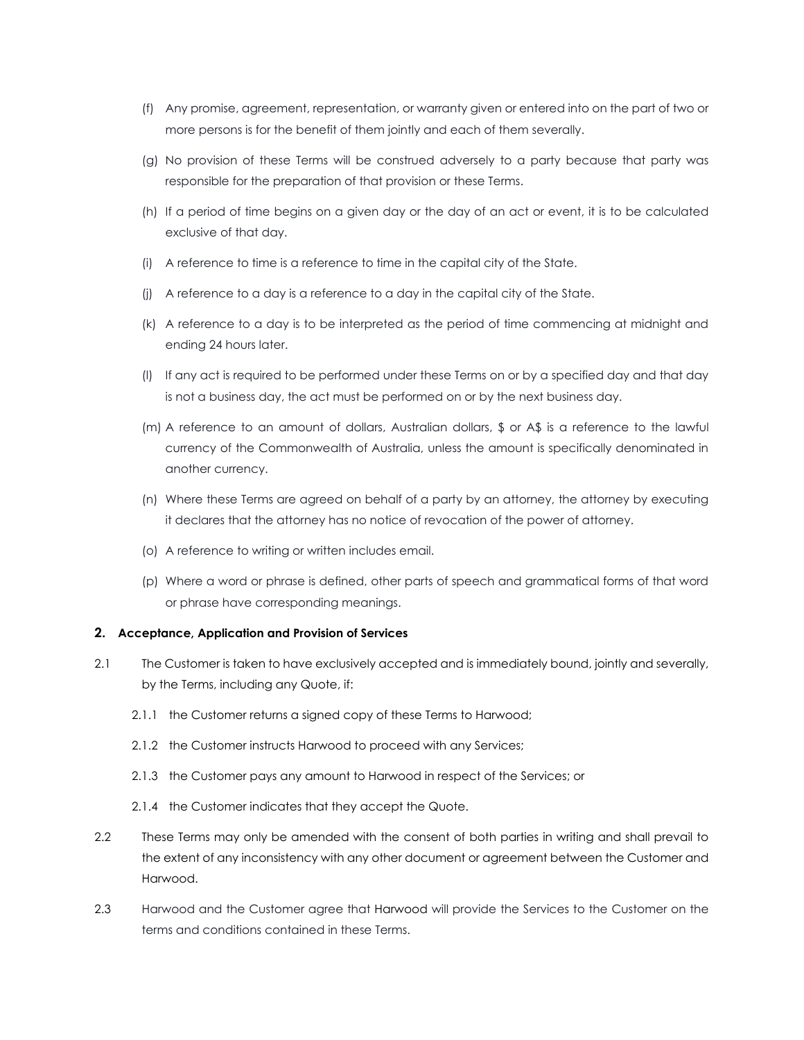(f) Any promise, agreement, representation, or warranty given or entered into on the part of two or more persons is for the benefit of them jointly and each of them severally.

(g) No provision of these Terms will be construed adversely to a party because that party was responsible for the preparation of that provision or these Terms.

(h) If a period of time begins on a given day or the day of an act or event, it is to be calculated exclusive of that day.

(i) A reference to time is a reference to time in the capital city of the State.

(j) A reference to a day is a reference to a day in the capital city of the State.

(k) A reference to a day is to be interpreted as the period of time commencing at midnight and ending 24 hours later.

(l) If any act is required to be performed under these Terms on or by a specified day and that day is not a business day, the act must be performed on or by the next business day.

(m) A reference to an amount of dollars, Australian dollars, $ or A$ is a reference to the lawful currency of the Commonwealth of Australia, unless the amount is specifically denominated in another currency.

(n) Where these Terms are agreed on behalf of a party by an attorney, the attorney by executing it declares that the attorney has no notice of revocation of the power of attorney.

(o) A reference to writing or written includes email.

(p) Where a word or phrase is defined, other parts of speech and grammatical forms of that word or phrase have corresponding meanings.

## 2. Acceptance, Application and Provision of Services

2.1 The Customer is taken to have exclusively accepted and is immediately bound, jointly and severally, by the Terms, including any Quote, if:

2.1.1 the Customer returns a signed copy of these Terms to Harwood;

2.1.2 the Customer instructs Harwood to proceed with any Services;

2.1.3 the Customer pays any amount to Harwood in respect of the Services; or

2.1.4 the Customer indicates that they accept the Quote.

2.2 These Terms may only be amended with the consent of both parties in writing and shall prevail to the extent of any inconsistency with any other document or agreement between the Customer and Harwood.

2.3 Harwood and the Customer agree that Harwood will provide the Services to the Customer on the terms and conditions contained in these Terms.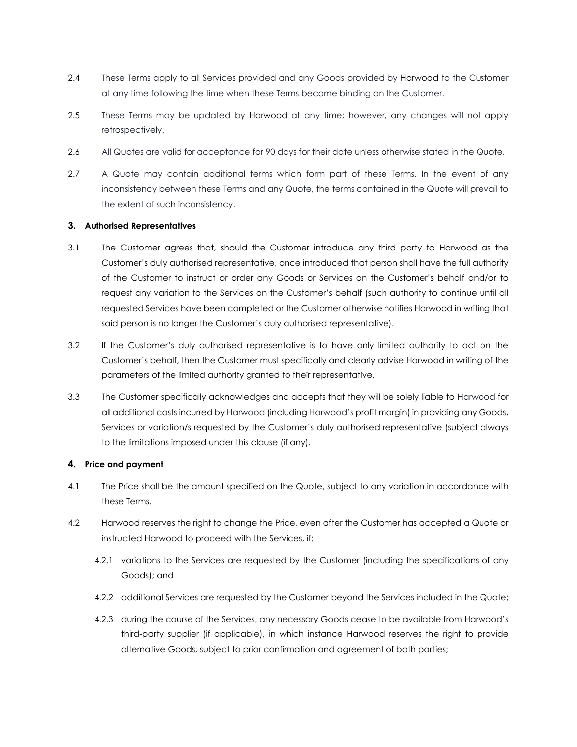2.4 These Terms apply to all Services provided and any Goods provided by Harwood to the Customer at any time following the time when these Terms become binding on the Customer.

2.5 These Terms may be updated by Harwood at any time; however, any changes will not apply retrospectively.

2.6 All Quotes are valid for acceptance for 90 days for their date unless otherwise stated in the Quote.

2.7 A Quote may contain additional terms which form part of these Terms. In the event of any inconsistency between these Terms and any Quote, the terms contained in the Quote will prevail to the extent of such inconsistency.

### 3. Authorised Representatives

3.1 The Customer agrees that, should the Customer introduce any third party to Harwood as the Customer's duly authorised representative, once introduced that person shall have the full authority of the Customer to instruct or order any Goods or Services on the Customer's behalf and/or to request any variation to the Services on the Customer's behalf (such authority to continue until all requested Services have been completed or the Customer otherwise notifies Harwood in writing that said person is no longer the Customer's duly authorised representative).

3.2 If the Customer's duly authorised representative is to have only limited authority to act on the Customer's behalf, then the Customer must specifically and clearly advise Harwood in writing of the parameters of the limited authority granted to their representative.

3.3 The Customer specifically acknowledges and accepts that they will be solely liable to Harwood for all additional costs incurred by Harwood (including Harwood's profit margin) in providing any Goods, Services or variation/s requested by the Customer's duly authorised representative (subject always to the limitations imposed under this clause (if any).

### 4. Price and payment

4.1 The Price shall be the amount specified on the Quote, subject to any variation in accordance with these Terms.

4.2 Harwood reserves the right to change the Price, even after the Customer has accepted a Quote or instructed Harwood to proceed with the Services, if:

4.2.1 variations to the Services are requested by the Customer (including the specifications of any Goods); and

4.2.2 additional Services are requested by the Customer beyond the Services included in the Quote;

4.2.3 during the course of the Services, any necessary Goods cease to be available from Harwood's third-party supplier (if applicable), in which instance Harwood reserves the right to provide alternative Goods, subject to prior confirmation and agreement of both parties;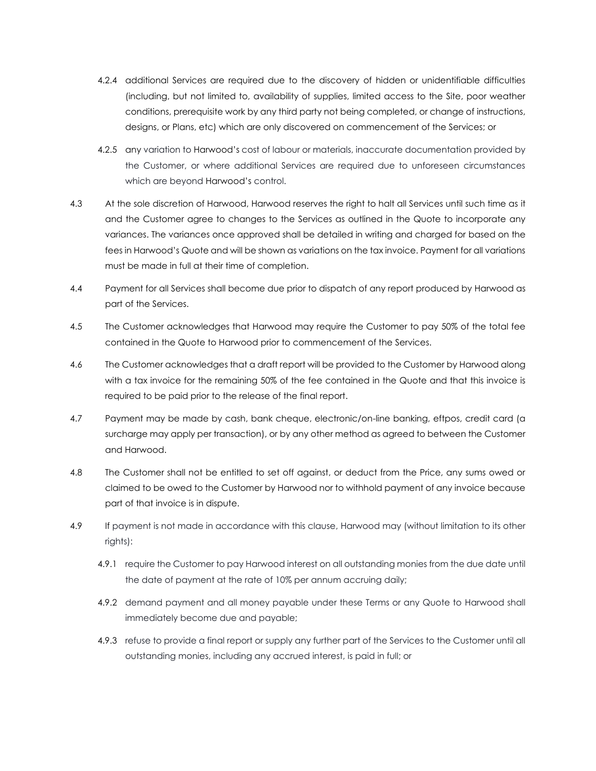4.2.4 additional Services are required due to the discovery of hidden or unidentifiable difficulties (including, but not limited to, availability of supplies, limited access to the Site, poor weather conditions, prerequisite work by any third party not being completed, or change of instructions, designs, or Plans, etc) which are only discovered on commencement of the Services; or

4.2.5 any variation to Harwood's cost of labour or materials, inaccurate documentation provided by the Customer, or where additional Services are required due to unforeseen circumstances which are beyond Harwood's control.

4.3 At the sole discretion of Harwood, Harwood reserves the right to halt all Services until such time as it and the Customer agree to changes to the Services as outlined in the Quote to incorporate any variances. The variances once approved shall be detailed in writing and charged for based on the fees in Harwood's Quote and will be shown as variations on the tax invoice. Payment for all variations must be made in full at their time of completion.

4.4 Payment for all Services shall become due prior to dispatch of any report produced by Harwood as part of the Services.

4.5 The Customer acknowledges that Harwood may require the Customer to pay 50% of the total fee contained in the Quote to Harwood prior to commencement of the Services.

4.6 The Customer acknowledges that a draft report will be provided to the Customer by Harwood along with a tax invoice for the remaining 50% of the fee contained in the Quote and that this invoice is required to be paid prior to the release of the final report.

4.7 Payment may be made by cash, bank cheque, electronic/on-line banking, eftpos, credit card (a surcharge may apply per transaction), or by any other method as agreed to between the Customer and Harwood.

4.8 The Customer shall not be entitled to set off against, or deduct from the Price, any sums owed or claimed to be owed to the Customer by Harwood nor to withhold payment of any invoice because part of that invoice is in dispute.

4.9 If payment is not made in accordance with this clause, Harwood may (without limitation to its other rights):

4.9.1 require the Customer to pay Harwood interest on all outstanding monies from the due date until the date of payment at the rate of 10% per annum accruing daily;

4.9.2 demand payment and all money payable under these Terms or any Quote to Harwood shall immediately become due and payable;

4.9.3 refuse to provide a final report or supply any further part of the Services to the Customer until all outstanding monies, including any accrued interest, is paid in full; or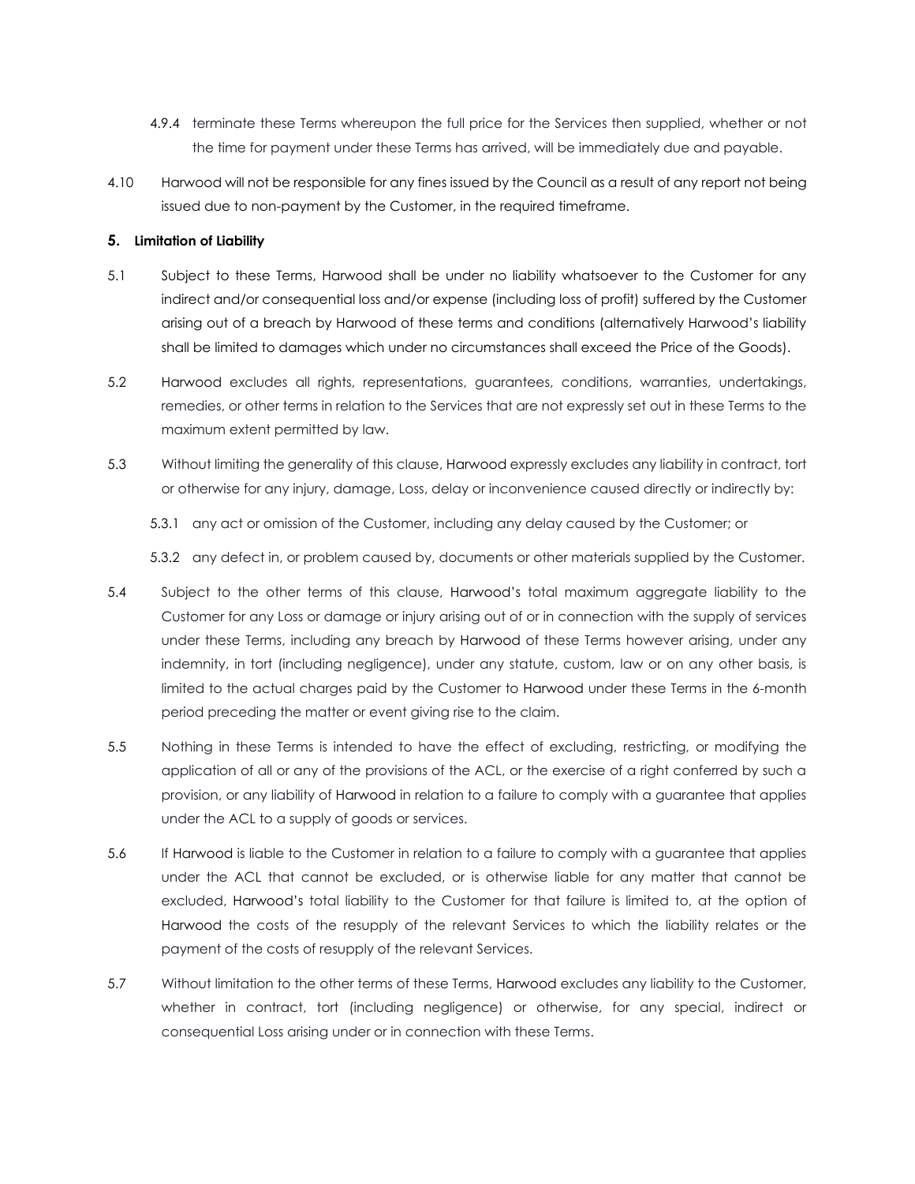4.9.4 terminate these Terms whereupon the full price for the Services then supplied, whether or not the time for payment under these Terms has arrived, will be immediately due and payable.

4.10 Harwood will not be responsible for any fines issued by the Council as a result of any report not being issued due to non-payment by the Customer, in the required timeframe.

### 5. Limitation of Liability

5.1 Subject to these Terms, Harwood shall be under no liability whatsoever to the Customer for any indirect and/or consequential loss and/or expense (including loss of profit) suffered by the Customer arising out of a breach by Harwood of these terms and conditions (alternatively Harwood's liability shall be limited to damages which under no circumstances shall exceed the Price of the Goods).

5.2 Harwood excludes all rights, representations, guarantees, conditions, warranties, undertakings, remedies, or other terms in relation to the Services that are not expressly set out in these Terms to the maximum extent permitted by law.

5.3 Without limiting the generality of this clause, Harwood expressly excludes any liability in contract, tort or otherwise for any injury, damage, Loss, delay or inconvenience caused directly or indirectly by:

5.3.1 any act or omission of the Customer, including any delay caused by the Customer; or

5.3.2 any defect in, or problem caused by, documents or other materials supplied by the Customer.

5.4 Subject to the other terms of this clause, Harwood's total maximum aggregate liability to the Customer for any Loss or damage or injury arising out of or in connection with the supply of services under these Terms, including any breach by Harwood of these Terms however arising, under any indemnity, in tort (including negligence), under any statute, custom, law or on any other basis, is limited to the actual charges paid by the Customer to Harwood under these Terms in the 6-month period preceding the matter or event giving rise to the claim.

5.5 Nothing in these Terms is intended to have the effect of excluding, restricting, or modifying the application of all or any of the provisions of the ACL, or the exercise of a right conferred by such a provision, or any liability of Harwood in relation to a failure to comply with a guarantee that applies under the ACL to a supply of goods or services.

5.6 If Harwood is liable to the Customer in relation to a failure to comply with a guarantee that applies under the ACL that cannot be excluded, or is otherwise liable for any matter that cannot be excluded, Harwood's total liability to the Customer for that failure is limited to, at the option of Harwood the costs of the resupply of the relevant Services to which the liability relates or the payment of the costs of resupply of the relevant Services.

5.7 Without limitation to the other terms of these Terms, Harwood excludes any liability to the Customer, whether in contract, tort (including negligence) or otherwise, for any special, indirect or consequential Loss arising under or in connection with these Terms.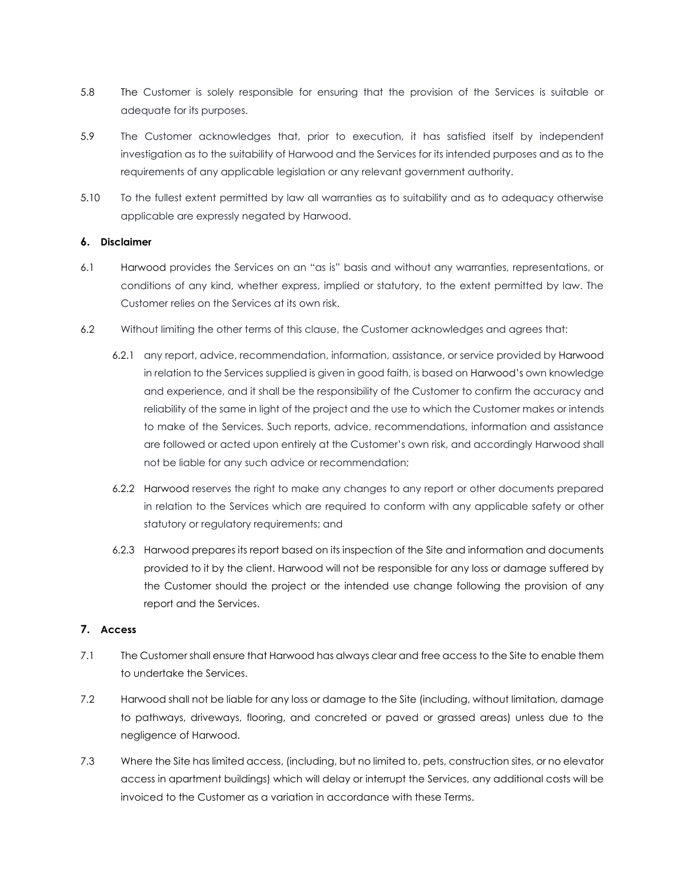5.8 The Customer is solely responsible for ensuring that the provision of the Services is suitable or adequate for its purposes.

5.9 The Customer acknowledges that, prior to execution, it has satisfied itself by independent investigation as to the suitability of Harwood and the Services for its intended purposes and as to the requirements of any applicable legislation or any relevant government authority.

5.10 To the fullest extent permitted by law all warranties as to suitability and as to adequacy otherwise applicable are expressly negated by Harwood.

**6. Disclaimer**

6.1 Harwood provides the Services on an "as is" basis and without any warranties, representations, or conditions of any kind, whether express, implied or statutory, to the extent permitted by law. The Customer relies on the Services at its own risk.

6.2 Without limiting the other terms of this clause, the Customer acknowledges and agrees that:

6.2.1 any report, advice, recommendation, information, assistance, or service provided by Harwood in relation to the Services supplied is given in good faith, is based on Harwood's own knowledge and experience, and it shall be the responsibility of the Customer to confirm the accuracy and reliability of the same in light of the project and the use to which the Customer makes or intends to make of the Services. Such reports, advice, recommendations, information and assistance are followed or acted upon entirely at the Customer's own risk, and accordingly Harwood shall not be liable for any such advice or recommendation;

6.2.2 Harwood reserves the right to make any changes to any report or other documents prepared in relation to the Services which are required to conform with any applicable safety or other statutory or regulatory requirements; and

6.2.3 Harwood prepares its report based on its inspection of the Site and information and documents provided to it by the client. Harwood will not be responsible for any loss or damage suffered by the Customer should the project or the intended use change following the provision of any report and the Services.

**7. Access**

7.1 The Customer shall ensure that Harwood has always clear and free access to the Site to enable them to undertake the Services.

7.2 Harwood shall not be liable for any loss or damage to the Site (including, without limitation, damage to pathways, driveways, flooring, and concreted or paved or grassed areas) unless due to the negligence of Harwood.

7.3 Where the Site has limited access, (including, but no limited to, pets, construction sites, or no elevator access in apartment buildings) which will delay or interrupt the Services, any additional costs will be invoiced to the Customer as a variation in accordance with these Terms.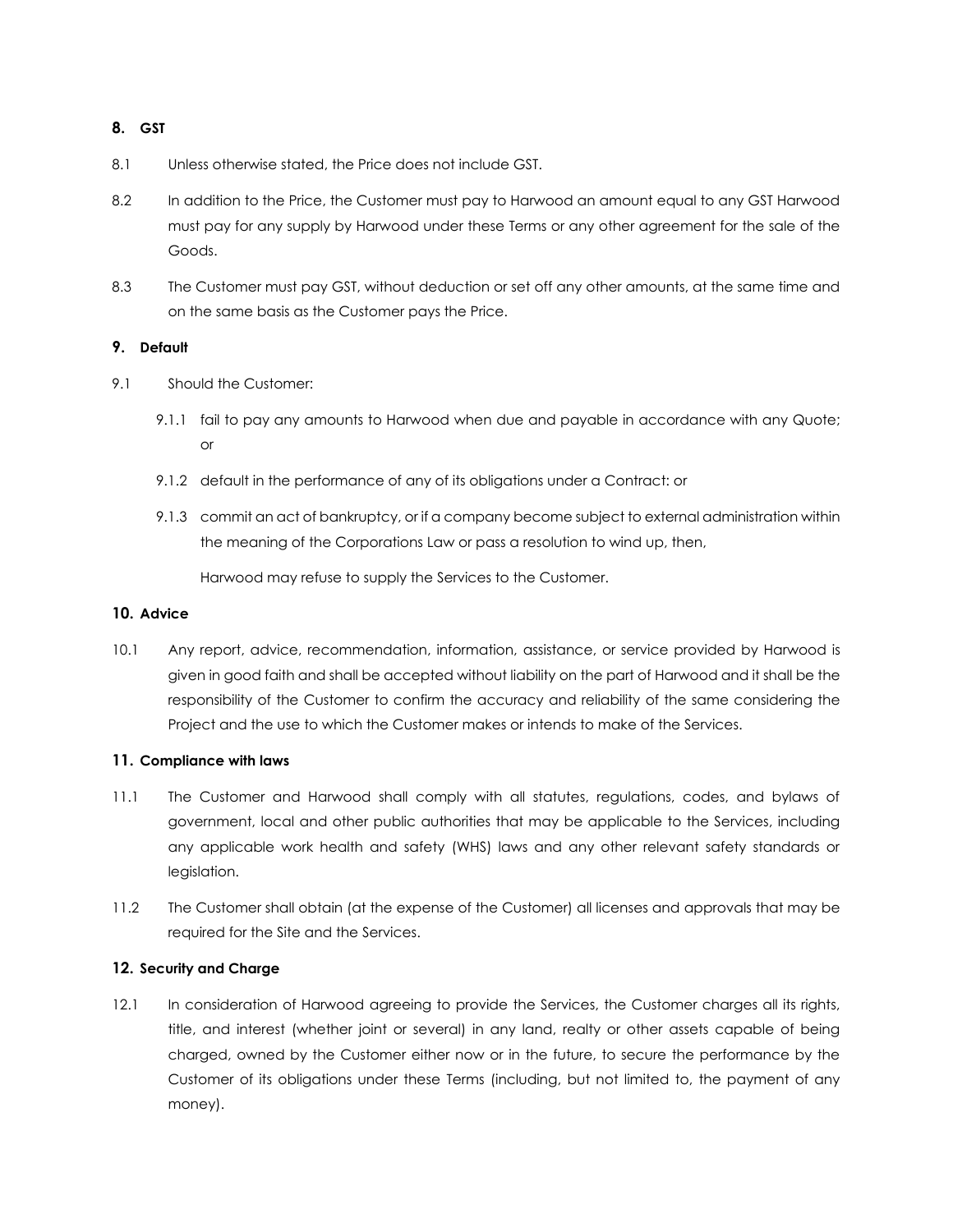## 8. GST

8.1 Unless otherwise stated, the Price does not include GST.

8.2 In addition to the Price, the Customer must pay to Harwood an amount equal to any GST Harwood must pay for any supply by Harwood under these Terms or any other agreement for the sale of the Goods.

8.3 The Customer must pay GST, without deduction or set off any other amounts, at the same time and on the same basis as the Customer pays the Price.

## 9. Default

9.1 Should the Customer:

9.1.1 fail to pay any amounts to Harwood when due and payable in accordance with any Quote; or

9.1.2 default in the performance of any of its obligations under a Contract: or

9.1.3 commit an act of bankruptcy, or if a company become subject to external administration within the meaning of the Corporations Law or pass a resolution to wind up, then,

Harwood may refuse to supply the Services to the Customer.

## 10. Advice

10.1 Any report, advice, recommendation, information, assistance, or service provided by Harwood is given in good faith and shall be accepted without liability on the part of Harwood and it shall be the responsibility of the Customer to confirm the accuracy and reliability of the same considering the Project and the use to which the Customer makes or intends to make of the Services.

## 11. Compliance with laws

11.1 The Customer and Harwood shall comply with all statutes, regulations, codes, and bylaws of government, local and other public authorities that may be applicable to the Services, including any applicable work health and safety (WHS) laws and any other relevant safety standards or legislation.

11.2 The Customer shall obtain (at the expense of the Customer) all licenses and approvals that may be required for the Site and the Services.

## 12. Security and Charge

12.1 In consideration of Harwood agreeing to provide the Services, the Customer charges all its rights, title, and interest (whether joint or several) in any land, realty or other assets capable of being charged, owned by the Customer either now or in the future, to secure the performance by the Customer of its obligations under these Terms (including, but not limited to, the payment of any money).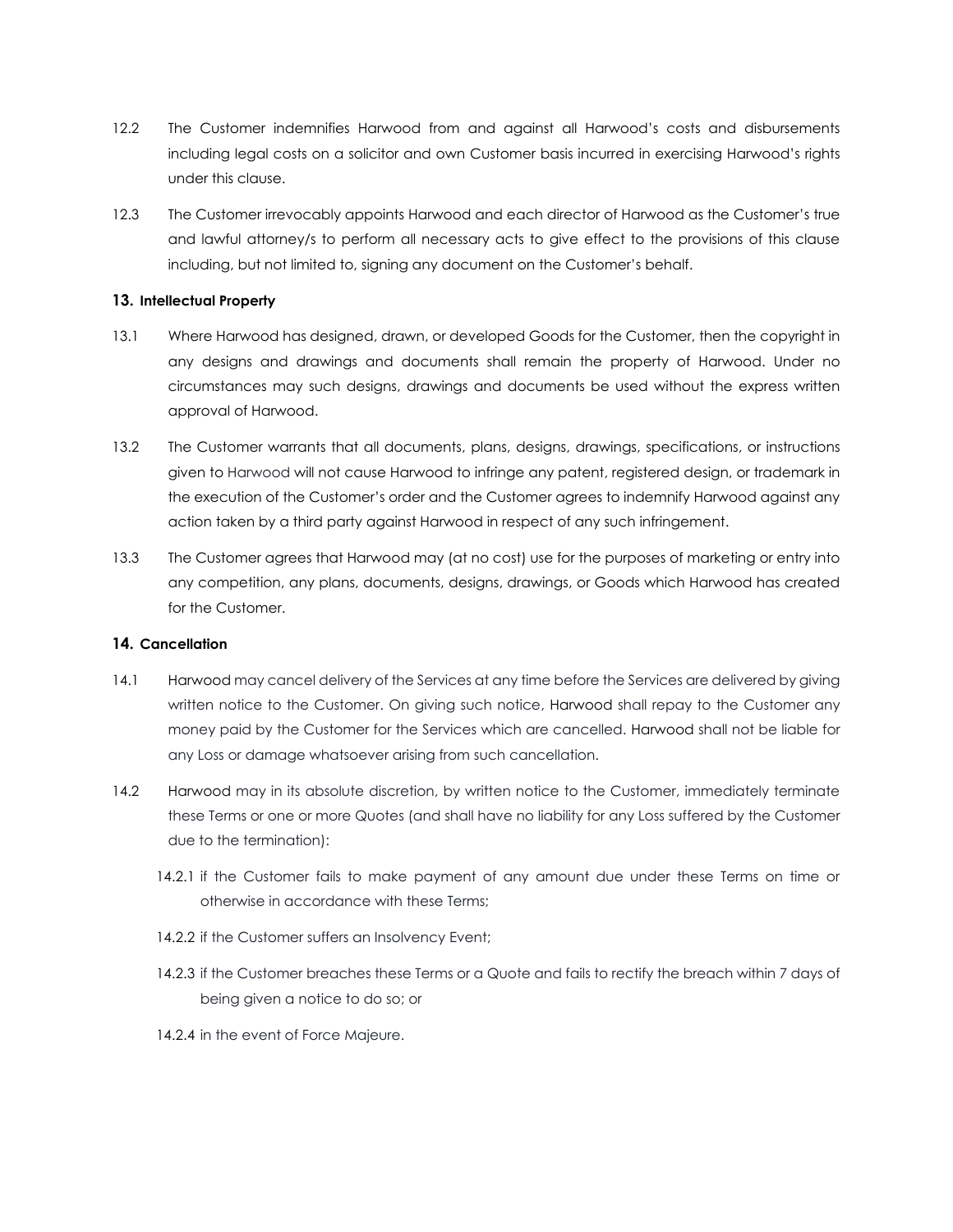12.2 The Customer indemnifies Harwood from and against all Harwood's costs and disbursements including legal costs on a solicitor and own Customer basis incurred in exercising Harwood's rights under this clause.

12.3 The Customer irrevocably appoints Harwood and each director of Harwood as the Customer's true and lawful attorney/s to perform all necessary acts to give effect to the provisions of this clause including, but not limited to, signing any document on the Customer's behalf.

## 13. Intellectual Property

13.1 Where Harwood has designed, drawn, or developed Goods for the Customer, then the copyright in any designs and drawings and documents shall remain the property of Harwood. Under no circumstances may such designs, drawings and documents be used without the express written approval of Harwood.

13.2 The Customer warrants that all documents, plans, designs, drawings, specifications, or instructions given to Harwood will not cause Harwood to infringe any patent, registered design, or trademark in the execution of the Customer's order and the Customer agrees to indemnify Harwood against any action taken by a third party against Harwood in respect of any such infringement.

13.3 The Customer agrees that Harwood may (at no cost) use for the purposes of marketing or entry into any competition, any plans, documents, designs, drawings, or Goods which Harwood has created for the Customer.

## 14. Cancellation

14.1 Harwood may cancel delivery of the Services at any time before the Services are delivered by giving written notice to the Customer. On giving such notice, Harwood shall repay to the Customer any money paid by the Customer for the Services which are cancelled. Harwood shall not be liable for any Loss or damage whatsoever arising from such cancellation.

14.2 Harwood may in its absolute discretion, by written notice to the Customer, immediately terminate these Terms or one or more Quotes (and shall have no liability for any Loss suffered by the Customer due to the termination):

14.2.1 if the Customer fails to make payment of any amount due under these Terms on time or otherwise in accordance with these Terms;

14.2.2 if the Customer suffers an Insolvency Event;

14.2.3 if the Customer breaches these Terms or a Quote and fails to rectify the breach within 7 days of being given a notice to do so; or

14.2.4 in the event of Force Majeure.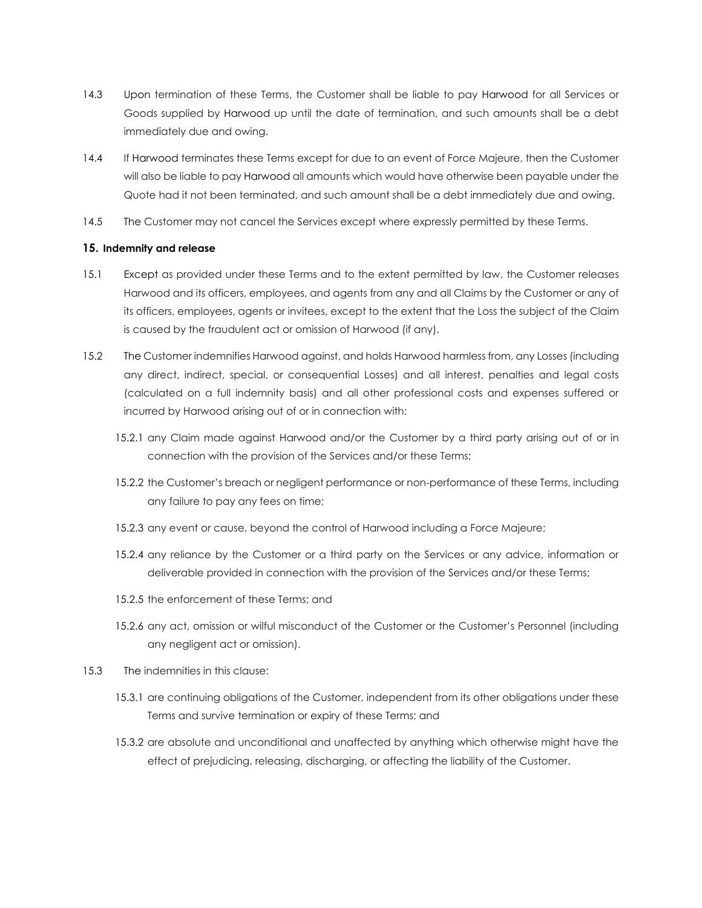14.3 Upon termination of these Terms, the Customer shall be liable to pay Harwood for all Services or Goods supplied by Harwood up until the date of termination, and such amounts shall be a debt immediately due and owing.

14.4 If Harwood terminates these Terms except for due to an event of Force Majeure, then the Customer will also be liable to pay Harwood all amounts which would have otherwise been payable under the Quote had it not been terminated, and such amount shall be a debt immediately due and owing.

14.5 The Customer may not cancel the Services except where expressly permitted by these Terms.

## 15. Indemnity and release

15.1 Except as provided under these Terms and to the extent permitted by law, the Customer releases Harwood and its officers, employees, and agents from any and all Claims by the Customer or any of its officers, employees, agents or invitees, except to the extent that the Loss the subject of the Claim is caused by the fraudulent act or omission of Harwood (if any).

15.2 The Customer indemnifies Harwood against, and holds Harwood harmless from, any Losses (including any direct, indirect, special, or consequential Losses) and all interest, penalties and legal costs (calculated on a full indemnity basis) and all other professional costs and expenses suffered or incurred by Harwood arising out of or in connection with:

- 15.2.1 any Claim made against Harwood and/or the Customer by a third party arising out of or in connection with the provision of the Services and/or these Terms;
- 15.2.2 the Customer's breach or negligent performance or non-performance of these Terms, including any failure to pay any fees on time;
- 15.2.3 any event or cause, beyond the control of Harwood including a Force Majeure;
- 15.2.4 any reliance by the Customer or a third party on the Services or any advice, information or deliverable provided in connection with the provision of the Services and/or these Terms;
- 15.2.5 the enforcement of these Terms; and
- 15.2.6 any act, omission or wilful misconduct of the Customer or the Customer's Personnel (including any negligent act or omission).

15.3 The indemnities in this clause:

- 15.3.1 are continuing obligations of the Customer, independent from its other obligations under these Terms and survive termination or expiry of these Terms; and
- 15.3.2 are absolute and unconditional and unaffected by anything which otherwise might have the effect of prejudicing, releasing, discharging, or affecting the liability of the Customer.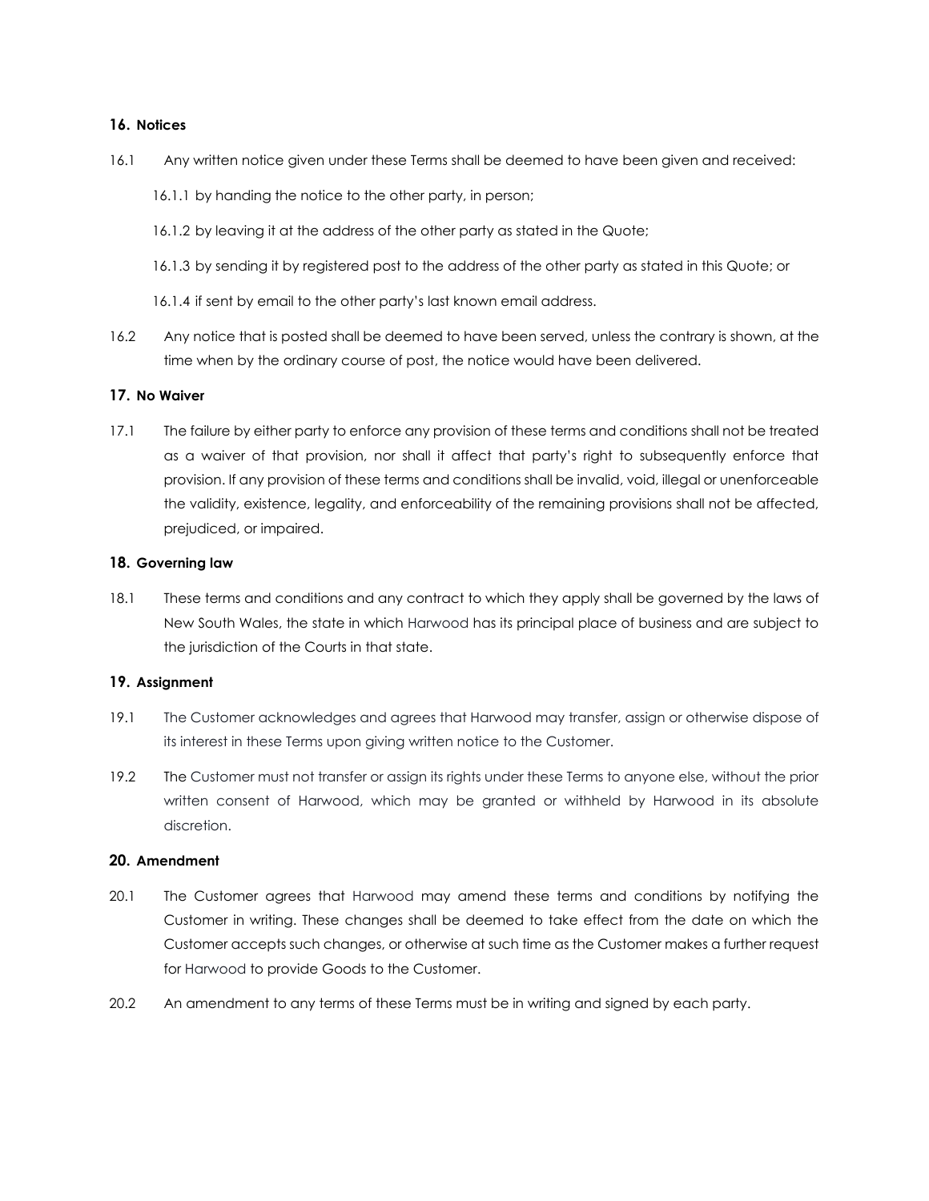## 16. Notices

16.1 Any written notice given under these Terms shall be deemed to have been given and received:

16.1.1 by handing the notice to the other party, in person;

16.1.2 by leaving it at the address of the other party as stated in the Quote;

16.1.3 by sending it by registered post to the address of the other party as stated in this Quote; or

16.1.4 if sent by email to the other party's last known email address.

16.2 Any notice that is posted shall be deemed to have been served, unless the contrary is shown, at the time when by the ordinary course of post, the notice would have been delivered.

## 17. No Waiver

17.1 The failure by either party to enforce any provision of these terms and conditions shall not be treated as a waiver of that provision, nor shall it affect that party's right to subsequently enforce that provision. If any provision of these terms and conditions shall be invalid, void, illegal or unenforceable the validity, existence, legality, and enforceability of the remaining provisions shall not be affected, prejudiced, or impaired.

## 18. Governing law

18.1 These terms and conditions and any contract to which they apply shall be governed by the laws of New South Wales, the state in which Harwood has its principal place of business and are subject to the jurisdiction of the Courts in that state.

## 19. Assignment

19.1 The Customer acknowledges and agrees that Harwood may transfer, assign or otherwise dispose of its interest in these Terms upon giving written notice to the Customer.

19.2 The Customer must not transfer or assign its rights under these Terms to anyone else, without the prior written consent of Harwood, which may be granted or withheld by Harwood in its absolute discretion.

## 20. Amendment

20.1 The Customer agrees that Harwood may amend these terms and conditions by notifying the Customer in writing. These changes shall be deemed to take effect from the date on which the Customer accepts such changes, or otherwise at such time as the Customer makes a further request for Harwood to provide Goods to the Customer.

20.2 An amendment to any terms of these Terms must be in writing and signed by each party.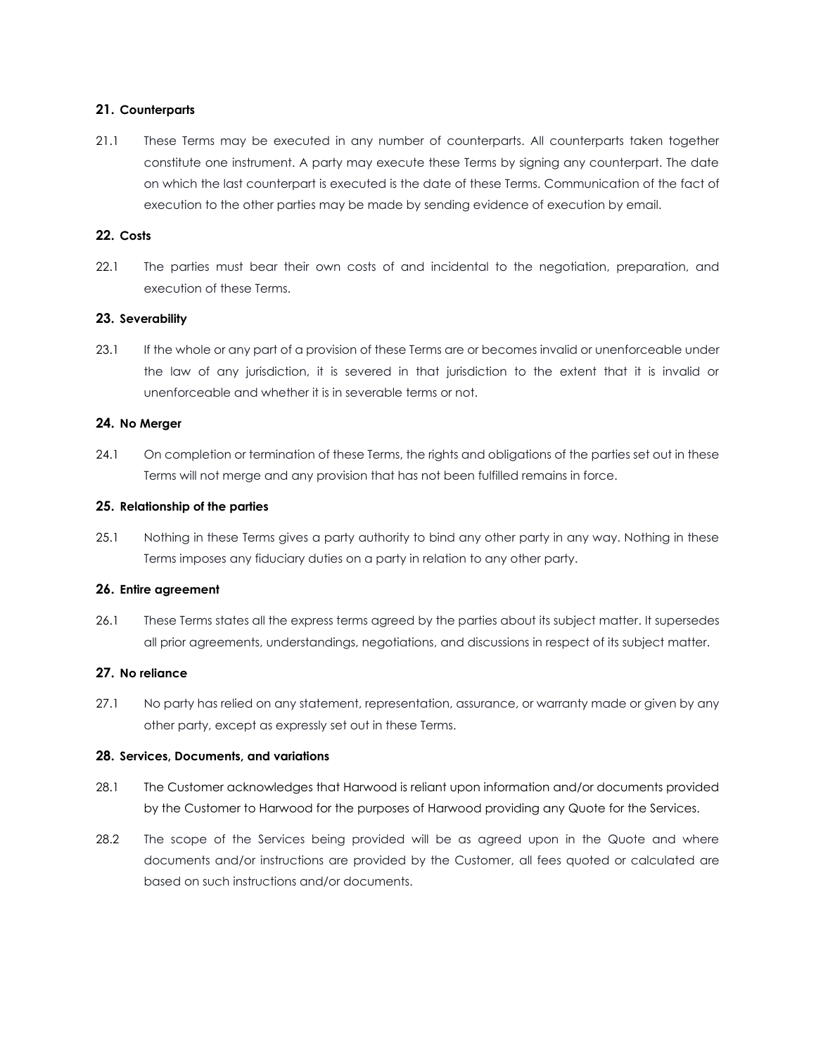## 21. Counterparts

21.1 These Terms may be executed in any number of counterparts. All counterparts taken together constitute one instrument. A party may execute these Terms by signing any counterpart. The date on which the last counterpart is executed is the date of these Terms. Communication of the fact of execution to the other parties may be made by sending evidence of execution by email.

## 22. Costs

22.1 The parties must bear their own costs of and incidental to the negotiation, preparation, and execution of these Terms.

## 23. Severability

23.1 If the whole or any part of a provision of these Terms are or becomes invalid or unenforceable under the law of any jurisdiction, it is severed in that jurisdiction to the extent that it is invalid or unenforceable and whether it is in severable terms or not.

## 24. No Merger

24.1 On completion or termination of these Terms, the rights and obligations of the parties set out in these Terms will not merge and any provision that has not been fulfilled remains in force.

## 25. Relationship of the parties

25.1 Nothing in these Terms gives a party authority to bind any other party in any way. Nothing in these Terms imposes any fiduciary duties on a party in relation to any other party.

## 26. Entire agreement

26.1 These Terms states all the express terms agreed by the parties about its subject matter. It supersedes all prior agreements, understandings, negotiations, and discussions in respect of its subject matter.

## 27. No reliance

27.1 No party has relied on any statement, representation, assurance, or warranty made or given by any other party, except as expressly set out in these Terms.

## 28. Services, Documents, and variations

28.1 The Customer acknowledges that Harwood is reliant upon information and/or documents provided by the Customer to Harwood for the purposes of Harwood providing any Quote for the Services.

28.2 The scope of the Services being provided will be as agreed upon in the Quote and where documents and/or instructions are provided by the Customer, all fees quoted or calculated are based on such instructions and/or documents.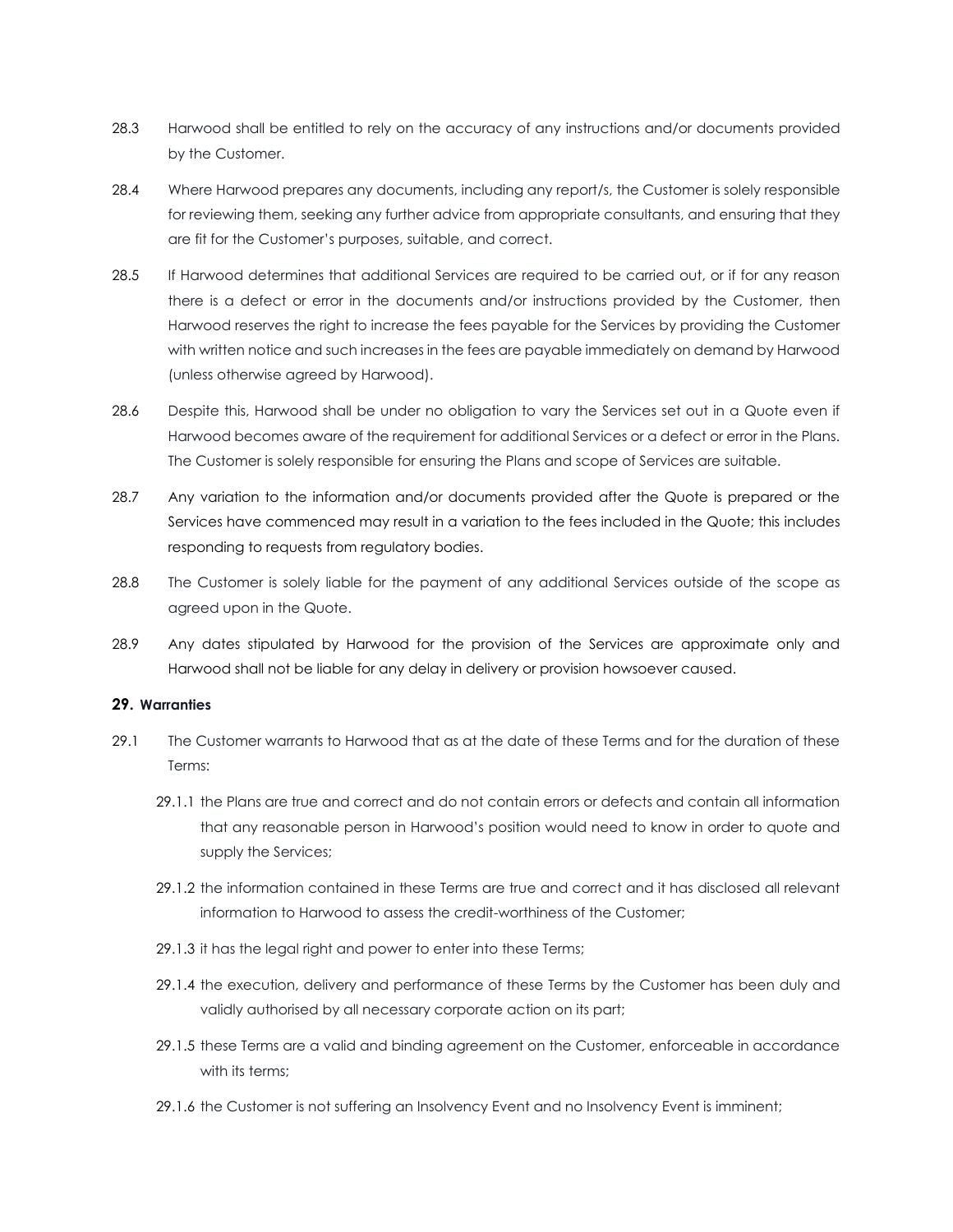28.3 Harwood shall be entitled to rely on the accuracy of any instructions and/or documents provided by the Customer.

28.4 Where Harwood prepares any documents, including any report/s, the Customer is solely responsible for reviewing them, seeking any further advice from appropriate consultants, and ensuring that they are fit for the Customer's purposes, suitable, and correct.

28.5 If Harwood determines that additional Services are required to be carried out, or if for any reason there is a defect or error in the documents and/or instructions provided by the Customer, then Harwood reserves the right to increase the fees payable for the Services by providing the Customer with written notice and such increases in the fees are payable immediately on demand by Harwood (unless otherwise agreed by Harwood).

28.6 Despite this, Harwood shall be under no obligation to vary the Services set out in a Quote even if Harwood becomes aware of the requirement for additional Services or a defect or error in the Plans. The Customer is solely responsible for ensuring the Plans and scope of Services are suitable.

28.7 Any variation to the information and/or documents provided after the Quote is prepared or the Services have commenced may result in a variation to the fees included in the Quote; this includes responding to requests from regulatory bodies.

28.8 The Customer is solely liable for the payment of any additional Services outside of the scope as agreed upon in the Quote.

28.9 Any dates stipulated by Harwood for the provision of the Services are approximate only and Harwood shall not be liable for any delay in delivery or provision howsoever caused.

## 29. Warranties

29.1 The Customer warrants to Harwood that as at the date of these Terms and for the duration of these Terms:

29.1.1 the Plans are true and correct and do not contain errors or defects and contain all information that any reasonable person in Harwood's position would need to know in order to quote and supply the Services;

29.1.2 the information contained in these Terms are true and correct and it has disclosed all relevant information to Harwood to assess the credit-worthiness of the Customer;

29.1.3 it has the legal right and power to enter into these Terms;

29.1.4 the execution, delivery and performance of these Terms by the Customer has been duly and validly authorised by all necessary corporate action on its part;

29.1.5 these Terms are a valid and binding agreement on the Customer, enforceable in accordance with its terms;

29.1.6 the Customer is not suffering an Insolvency Event and no Insolvency Event is imminent;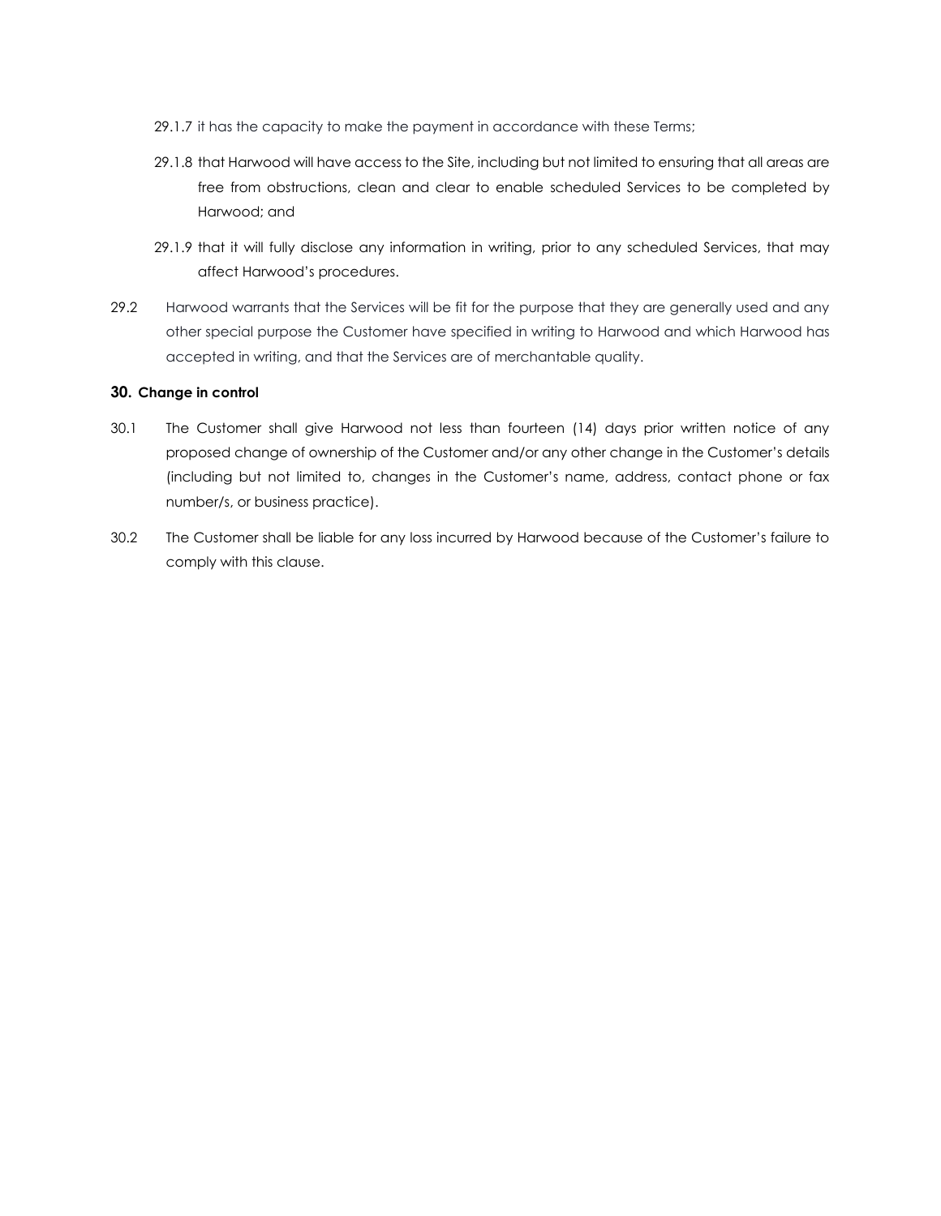29.1.7 it has the capacity to make the payment in accordance with these Terms;

29.1.8 that Harwood will have access to the Site, including but not limited to ensuring that all areas are free from obstructions, clean and clear to enable scheduled Services to be completed by Harwood; and

29.1.9 that it will fully disclose any information in writing, prior to any scheduled Services, that may affect Harwood's procedures.

29.2 Harwood warrants that the Services will be fit for the purpose that they are generally used and any other special purpose the Customer have specified in writing to Harwood and which Harwood has accepted in writing, and that the Services are of merchantable quality.

### 30. Change in control

30.1 The Customer shall give Harwood not less than fourteen (14) days prior written notice of any proposed change of ownership of the Customer and/or any other change in the Customer's details (including but not limited to, changes in the Customer's name, address, contact phone or fax number/s, or business practice).

30.2 The Customer shall be liable for any loss incurred by Harwood because of the Customer's failure to comply with this clause.